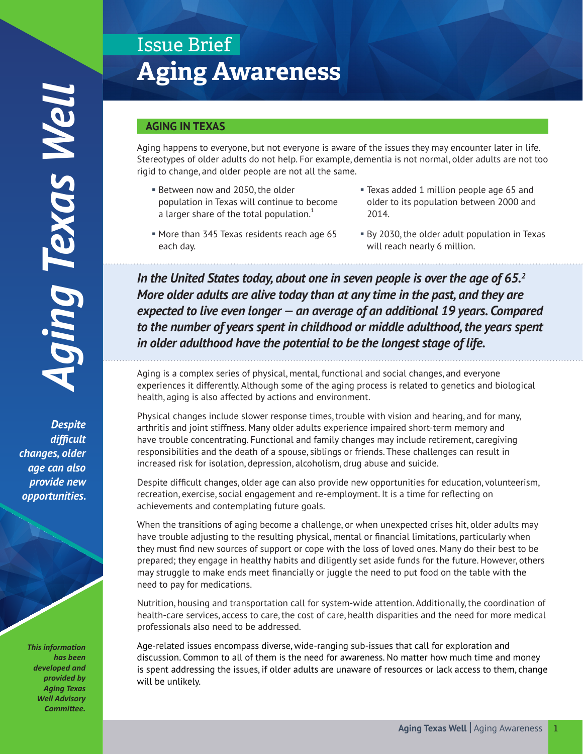# Issue Brief

# Aging Awareness

*Aging Texas Well*

***Despite difficult changes, older age can also provide new opportunities.***

***This information has been developed and provided by Aging Texas Well Advisory Committee.***

## AGING IN TEXAS

Aging happens to everyone, but not everyone is aware of the issues they may encounter later in life. Stereotypes of older adults do not help. For example, dementia is not normal, older adults are not too rigid to change, and older people are not all the same.

- Between now and 2050, the older population in Texas will continue to become a larger share of the total population.[1]
- More than 345 Texas residents reach age 65 each day.
- Texas added 1 million people age 65 and older to its population between 2000 and 2014.
- By 2030, the older adult population in Texas will reach nearly 6 million.

***In the United States today, about one in seven people is over the age of 65.[2] More older adults are alive today than at any time in the past, and they are expected to live even longer — an average of an additional 19 years. Compared to the number of years spent in childhood or middle adulthood, the years spent in older adulthood have the potential to be the longest stage of life.***

Aging is a complex series of physical, mental, functional and social changes, and everyone experiences it differently. Although some of the aging process is related to genetics and biological health, aging is also affected by actions and environment.

Physical changes include slower response times, trouble with vision and hearing, and for many, arthritis and joint stiffness. Many older adults experience impaired short-term memory and have trouble concentrating. Functional and family changes may include retirement, caregiving responsibilities and the death of a spouse, siblings or friends. These challenges can result in increased risk for isolation, depression, alcoholism, drug abuse and suicide.

Despite difficult changes, older age can also provide new opportunities for education, volunteerism, recreation, exercise, social engagement and re-employment. It is a time for reflecting on achievements and contemplating future goals.

When the transitions of aging become a challenge, or when unexpected crises hit, older adults may have trouble adjusting to the resulting physical, mental or financial limitations, particularly when they must find new sources of support or cope with the loss of loved ones. Many do their best to be prepared; they engage in healthy habits and diligently set aside funds for the future. However, others may struggle to make ends meet financially or juggle the need to put food on the table with the need to pay for medications.

Nutrition, housing and transportation call for system-wide attention. Additionally, the coordination of health-care services, access to care, the cost of care, health disparities and the need for more medical professionals also need to be addressed.

Age-related issues encompass diverse, wide-ranging sub-issues that call for exploration and discussion. Common to all of them is the need for awareness. No matter how much time and money is spent addressing the issues, if older adults are unaware of resources or lack access to them, change will be unlikely.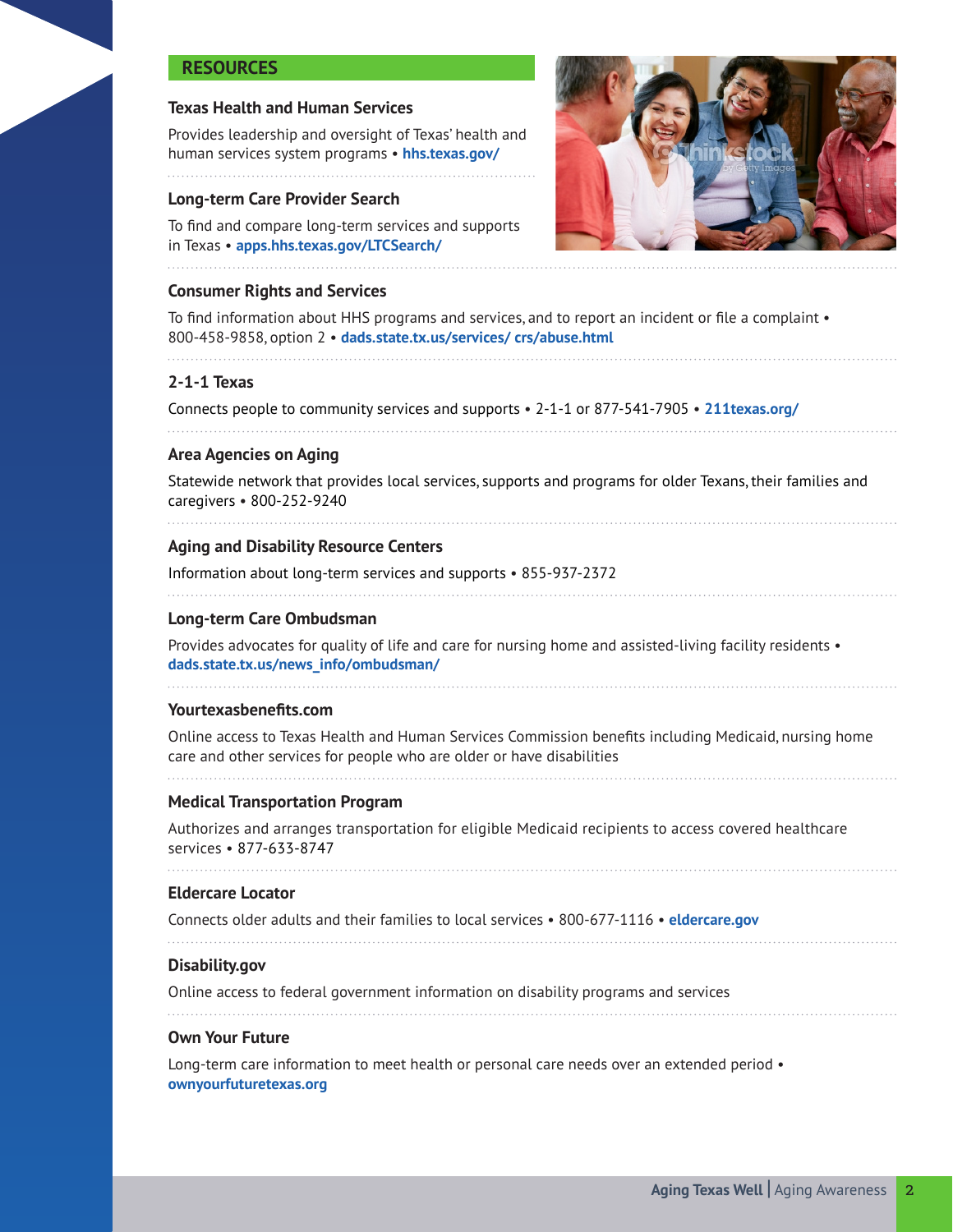## RESOURCES

### Texas Health and Human Services

Provides leadership and oversight of Texas' health and human services system programs • **hhs.texas.gov/**

### Long-term Care Provider Search

To find and compare long-term services and supports in Texas • **apps.hhs.texas.gov/LTCSearch/**

### Consumer Rights and Services

To find information about HHS programs and services, and to report an incident or file a complaint • 800-458-9858, option 2 • **dads.state.tx.us/services/ crs/abuse.html**

### 2-1-1 Texas

Connects people to community services and supports • 2-1-1 or 877-541-7905 • **211texas.org/**

### Area Agencies on Aging

Statewide network that provides local services, supports and programs for older Texans, their families and caregivers • 800-252-9240

### Aging and Disability Resource Centers

Information about long-term services and supports • 855-937-2372

### Long-term Care Ombudsman

Provides advocates for quality of life and care for nursing home and assisted-living facility residents • **dads.state.tx.us/news_info/ombudsman/**

### Yourtexasbenefits.com

Online access to Texas Health and Human Services Commission benefits including Medicaid, nursing home care and other services for people who are older or have disabilities

### Medical Transportation Program

Authorizes and arranges transportation for eligible Medicaid recipients to access covered healthcare services • 877-633-8747

### Eldercare Locator

Connects older adults and their families to local services • 800-677-1116 • **eldercare.gov**

### Disability.gov

Online access to federal government information on disability programs and services

### Own Your Future

Long-term care information to meet health or personal care needs over an extended period • **ownyourfuturetexas.org**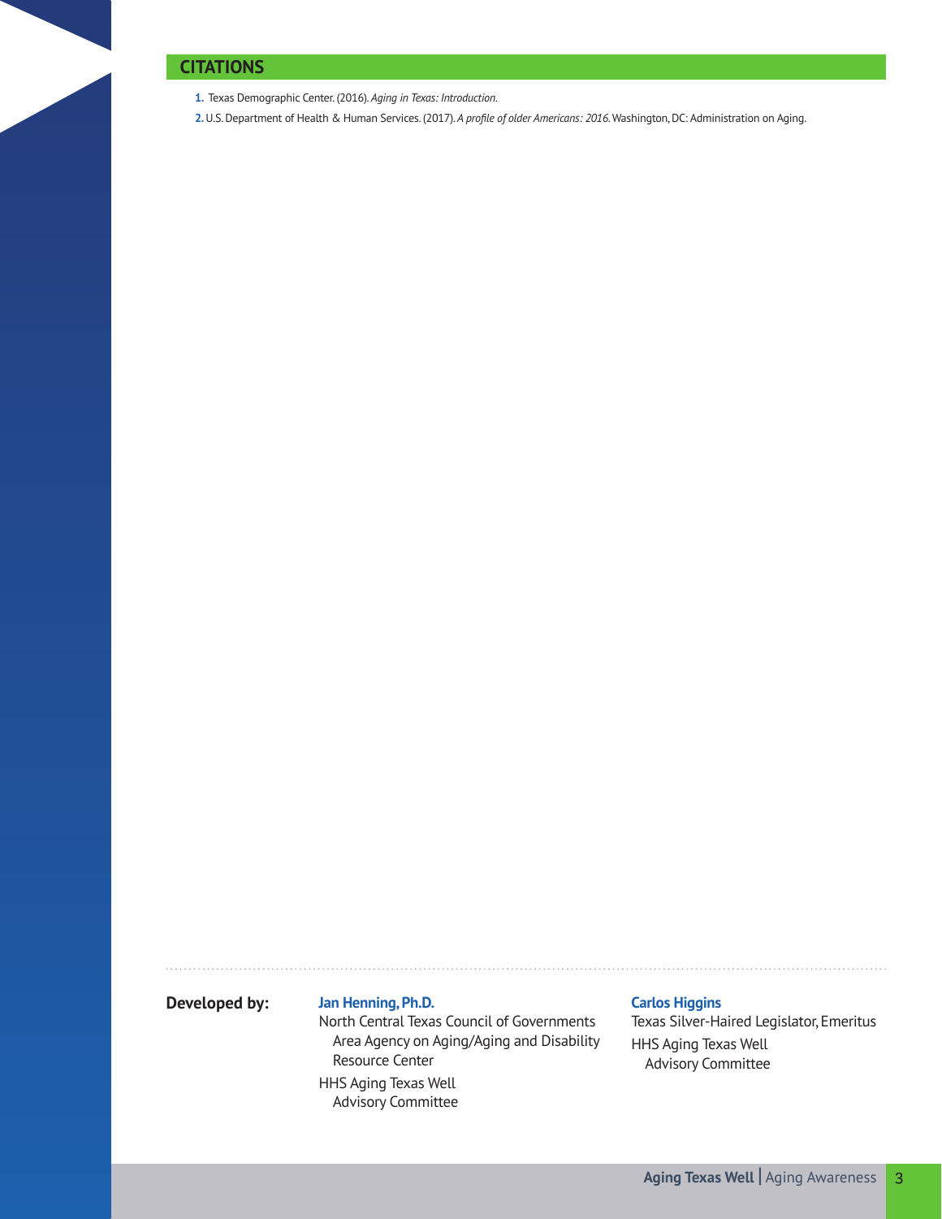## CITATIONS

1. Texas Demographic Center. (2016). *Aging in Texas: Introduction.*
2. U.S. Department of Health & Human Services. (2017). *A profile of older Americans: 2016.* Washington, DC: Administration on Aging.

**Developed by:**

**Jan Henning, Ph.D.**
North Central Texas Council of Governments Area Agency on Aging/Aging and Disability Resource Center
HHS Aging Texas Well Advisory Committee

**Carlos Higgins**
Texas Silver-Haired Legislator, Emeritus
HHS Aging Texas Well Advisory Committee